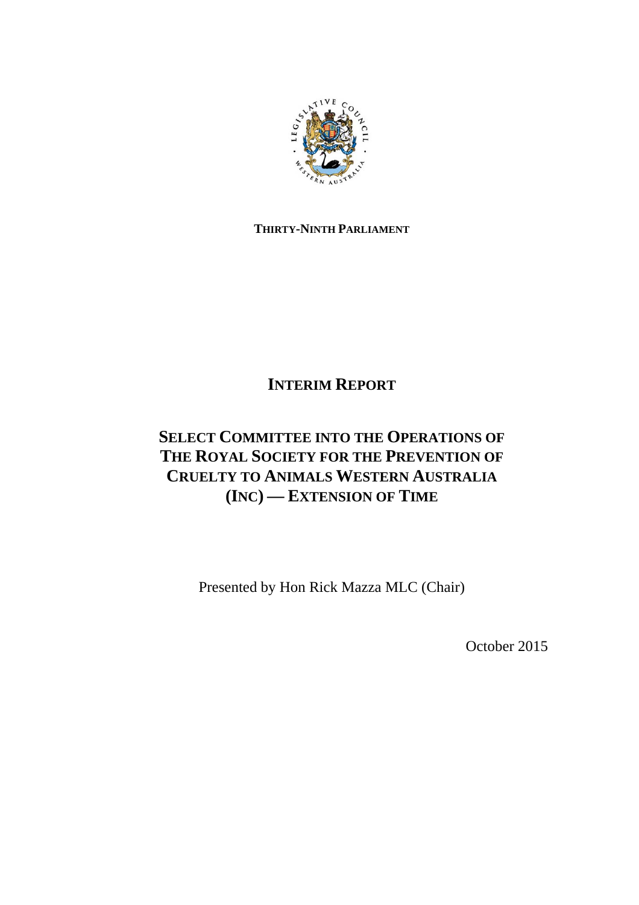**THIRTY-NINTH PARLIAMENT**

# INTERIM REPORT

## SELECT COMMITTEE INTO THE OPERATIONS OF THE ROYAL SOCIETY FOR THE PREVENTION OF CRUELTY TO ANIMALS WESTERN AUSTRALIA (INC) — EXTENSION OF TIME

Presented by Hon Rick Mazza MLC (Chair)

October 2015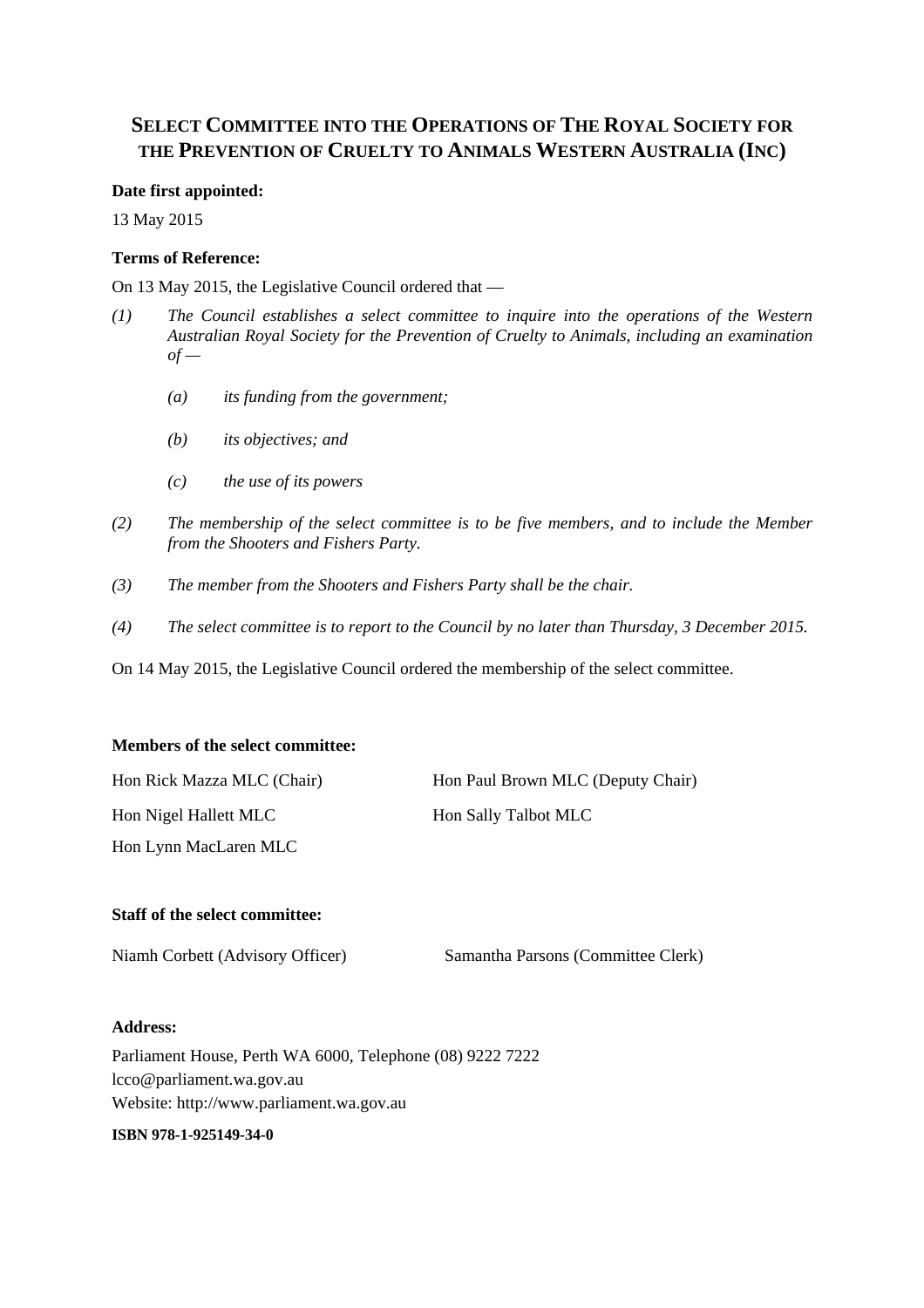# SELECT COMMITTEE INTO THE OPERATIONS OF THE ROYAL SOCIETY FOR THE PREVENTION OF CRUELTY TO ANIMALS WESTERN AUSTRALIA (INC)

**Date first appointed:**

13 May 2015

**Terms of Reference:**

On 13 May 2015, the Legislative Council ordered that —

*(1) The Council establishes a select committee to inquire into the operations of the Western Australian Royal Society for the Prevention of Cruelty to Animals, including an examination of —*

*(a) its funding from the government;*

*(b) its objectives; and*

*(c) the use of its powers*

*(2) The membership of the select committee is to be five members, and to include the Member from the Shooters and Fishers Party.*

*(3) The member from the Shooters and Fishers Party shall be the chair.*

*(4) The select committee is to report to the Council by no later than Thursday, 3 December 2015.*

On 14 May 2015, the Legislative Council ordered the membership of the select committee.

**Members of the select committee:**

Hon Rick Mazza MLC (Chair)

Hon Paul Brown MLC (Deputy Chair)

Hon Nigel Hallett MLC

Hon Sally Talbot MLC

Hon Lynn MacLaren MLC

**Staff of the select committee:**

Niamh Corbett (Advisory Officer)

Samantha Parsons (Committee Clerk)

**Address:**

Parliament House, Perth WA 6000, Telephone (08) 9222 7222
lcco@parliament.wa.gov.au
Website: http://www.parliament.wa.gov.au

**ISBN 978-1-925149-34-0**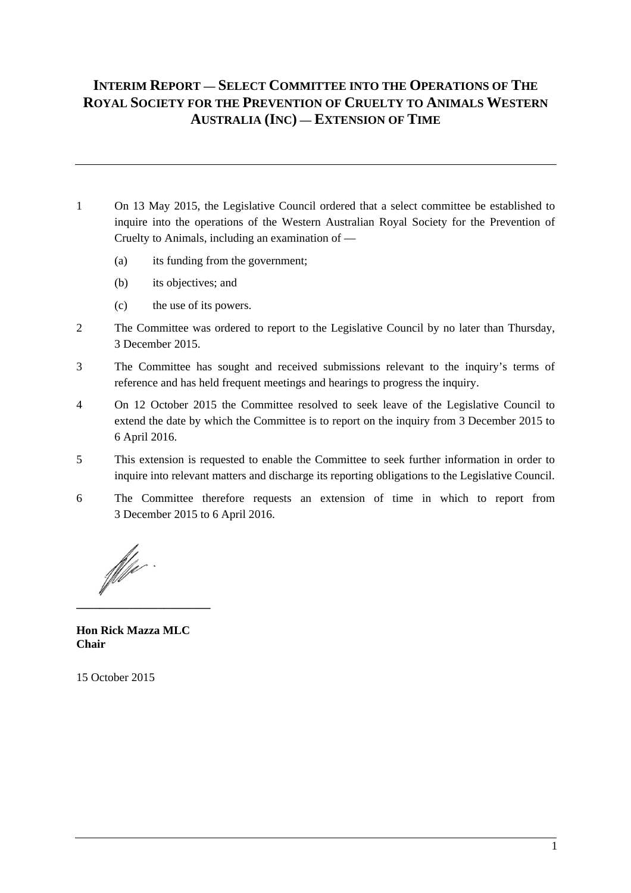# Interim Report — Select Committee into the Operations of The Royal Society for the Prevention of Cruelty to Animals Western Australia (Inc) — Extension of Time

1 On 13 May 2015, the Legislative Council ordered that a select committee be established to inquire into the operations of the Western Australian Royal Society for the Prevention of Cruelty to Animals, including an examination of —

(a) its funding from the government;

(b) its objectives; and

(c) the use of its powers.

2 The Committee was ordered to report to the Legislative Council by no later than Thursday, 3 December 2015.

3 The Committee has sought and received submissions relevant to the inquiry's terms of reference and has held frequent meetings and hearings to progress the inquiry.

4 On 12 October 2015 the Committee resolved to seek leave of the Legislative Council to extend the date by which the Committee is to report on the inquiry from 3 December 2015 to 6 April 2016.

5 This extension is requested to enable the Committee to seek further information in order to inquire into relevant matters and discharge its reporting obligations to the Legislative Council.

6 The Committee therefore requests an extension of time in which to report from 3 December 2015 to 6 April 2016.

______________________

**Hon Rick Mazza MLC**
**Chair**

15 October 2015